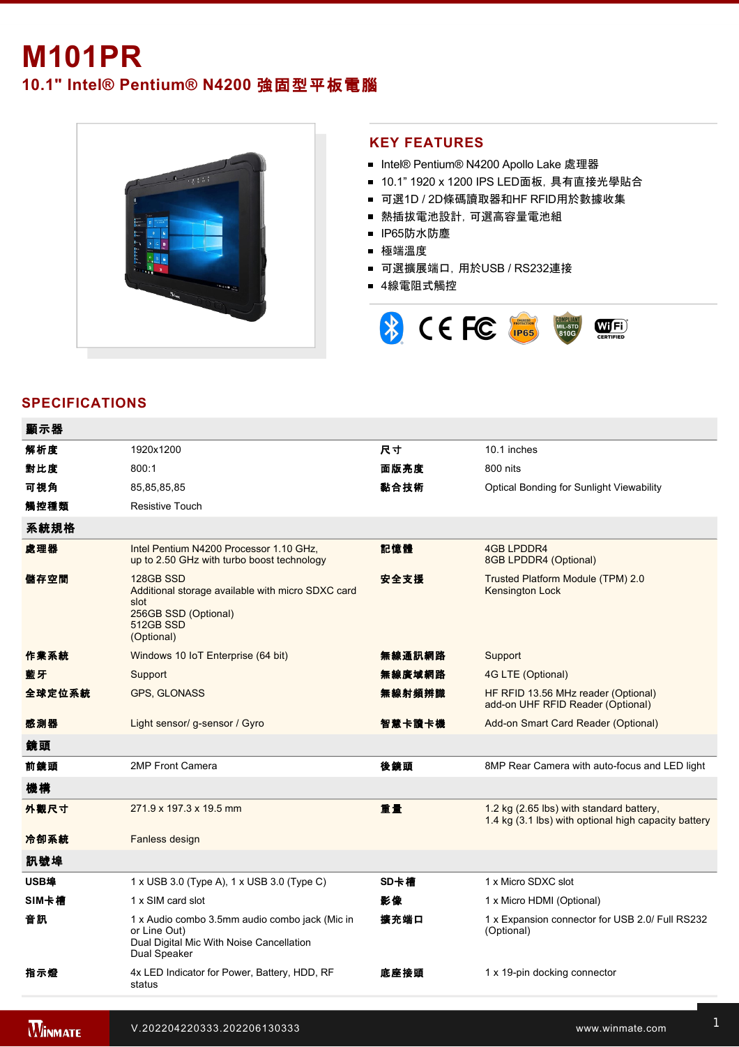# M101PR

## 10.1" Intel® Pentium® N4200 強固型平板電腦

## KEY FEATURES

- Intel® Pentium® N4200 Apollo Lake 處理器
- 10.1" 1920 x 1200 IPS LED面板，具有直接光學貼合
- 可選1D / 2D條碼讀取器和HF RFID用於數據收集
- 熱插拔電池設計，可選高容量電池組
- IP65防水防塵
- 極端溫度
- 可選擴展端口，用於USB / RS232連接
- 4線電阻式觸控

## SPECIFICATIONS

| 顯示器 | | | |
|---|---|---|---|
| 解析度 | 1920x1200 | 尺寸 | 10.1 inches |
| 對比度 | 800:1 | 面版亮度 | 800 nits |
| 可視角 | 85,85,85,85 | 黏合技術 | Optical Bonding for Sunlight Viewability |
| 觸控種類 | Resistive Touch | | |
| **系統規格** | | | |
| 處理器 | Intel Pentium N4200 Processor 1.10 GHz, up to 2.50 GHz with turbo boost technology | 記憶體 | 4GB LPDDR4<br>8GB LPDDR4 (Optional) |
| 儲存空間 | 128GB SSD<br>Additional storage available with micro SDXC card slot<br>256GB SSD (Optional)<br>512GB SSD (Optional) | 安全支援 | Trusted Platform Module (TPM) 2.0<br>Kensington Lock |
| 作業系統 | Windows 10 IoT Enterprise (64 bit) | 無線通訊網路 | Support |
| 藍牙 | Support | 無線廣域網路 | 4G LTE (Optional) |
| 全球定位系統 | GPS, GLONASS | 無線射頻辨識 | HF RFID 13.56 MHz reader (Optional)<br>add-on UHF RFID Reader (Optional) |
| 感測器 | Light sensor/ g-sensor / Gyro | 智慧卡讀卡機 | Add-on Smart Card Reader (Optional) |
| **鏡頭** | | | |
| 前鏡頭 | 2MP Front Camera | 後鏡頭 | 8MP Rear Camera with auto-focus and LED light |
| **機構** | | | |
| 外觀尺寸 | 271.9 x 197.3 x 19.5 mm | 重量 | 1.2 kg (2.65 lbs) with standard battery,<br>1.4 kg (3.1 lbs) with optional high capacity battery |
| 冷卻系統 | Fanless design | | |
| **訊號埠** | | | |
| USB埠 | 1 x USB 3.0 (Type A), 1 x USB 3.0 (Type C) | SD卡槽 | 1 x Micro SDXC slot |
| SIM卡槽 | 1 x SIM card slot | 影像 | 1 x Micro HDMI (Optional) |
| 音訊 | 1 x Audio combo 3.5mm audio combo jack (Mic in or Line Out)<br>Dual Digital Mic With Noise Cancellation<br>Dual Speaker | 擴充端口 | 1 x Expansion connector for USB 2.0/ Full RS232 (Optional) |
| 指示燈 | 4x LED Indicator for Power, Battery, HDD, RF status | 底座接頭 | 1 x 19-pin docking connector |

V.202204220333.202206130333

www.winmate.com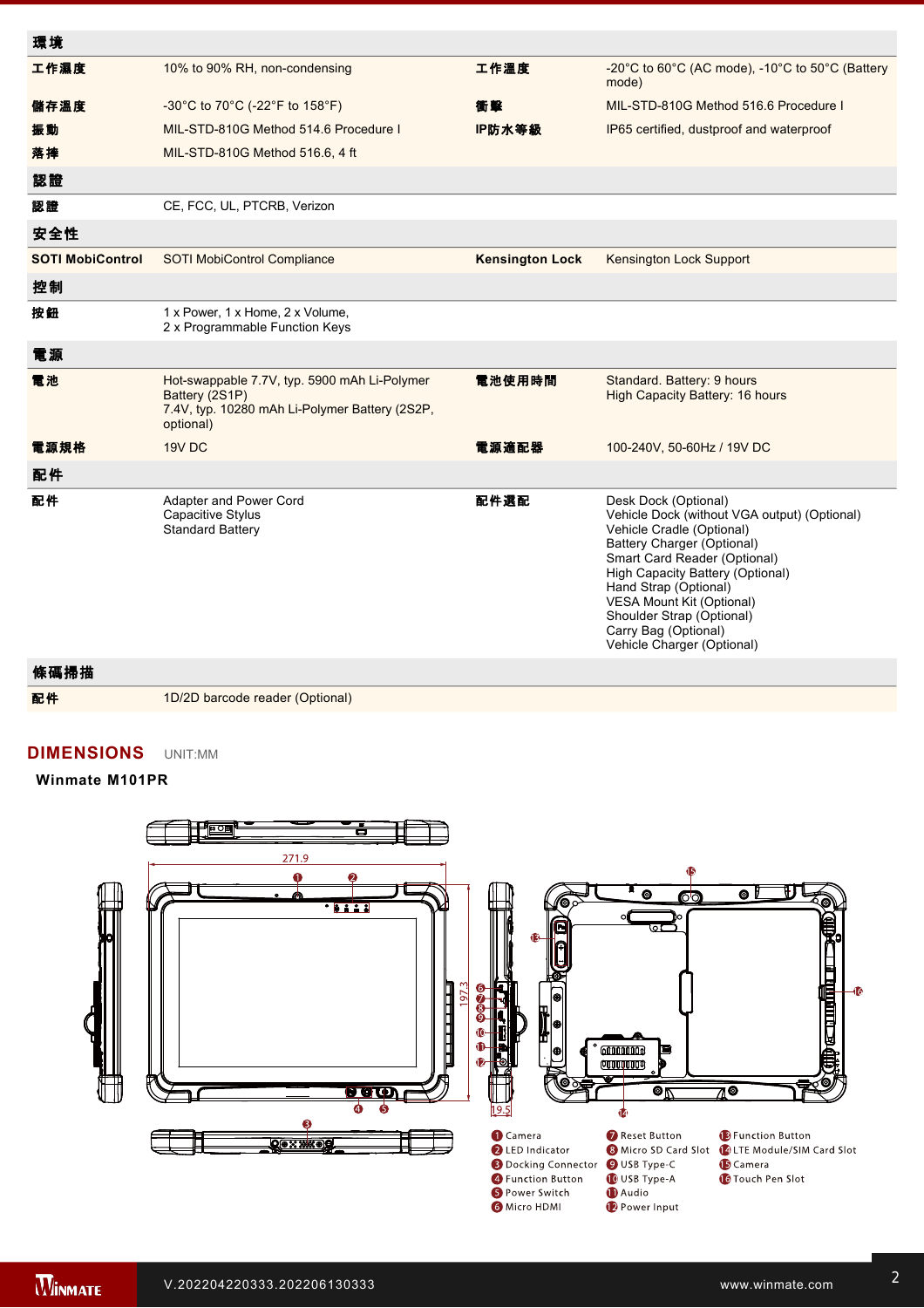| 環境 | | | |
|---|---|---|---|
| 工作濕度 | 10% to 90% RH, non-condensing | 工作溫度 | -20°C to 60°C (AC mode), -10°C to 50°C (Battery mode) |
| 儲存溫度 | -30°C to 70°C (-22°F to 158°F) | 衝擊 | MIL-STD-810G Method 516.6 Procedure I |
| 振動 | MIL-STD-810G Method 514.6 Procedure I | IP防水等級 | IP65 certified, dustproof and waterproof |
| 落摔 | MIL-STD-810G Method 516.6, 4 ft | | |
| **認證** | | | |
| 認證 | CE, FCC, UL, PTCRB, Verizon | | |
| **安全性** | | | |
| SOTI MobiControl | SOTI MobiControl Compliance | Kensington Lock | Kensington Lock Support |
| **控制** | | | |
| 按鈕 | 1 x Power, 1 x Home, 2 x Volume,<br>2 x Programmable Function Keys | | |
| **電源** | | | |
| 電池 | Hot-swappable 7.7V, typ. 5900 mAh Li-Polymer Battery (2S1P)<br>7.4V, typ. 10280 mAh Li-Polymer Battery (2S2P, optional) | 電池使用時間 | Standard. Battery: 9 hours<br>High Capacity Battery: 16 hours |
| 電源規格 | 19V DC | 電源適配器 | 100-240V, 50-60Hz / 19V DC |
| **配件** | | | |
| 配件 | Adapter and Power Cord<br>Capacitive Stylus<br>Standard Battery | 配件選配 | Desk Dock (Optional)<br>Vehicle Dock (without VGA output) (Optional)<br>Vehicle Cradle (Optional)<br>Battery Charger (Optional)<br>Smart Card Reader (Optional)<br>High Capacity Battery (Optional)<br>Hand Strap (Optional)<br>VESA Mount Kit (Optional)<br>Shoulder Strap (Optional)<br>Carry Bag (Optional)<br>Vehicle Charger (Optional) |
| **條碼掃描** | | | |
| 配件 | 1D/2D barcode reader (Optional) | | |

## DIMENSIONS UNIT:MM

**Winmate M101PR**

271.9

197.3

19.5

1. Camera
2. LED Indicator
3. Docking Connector
4. Function Button
5. Power Switch
6. Micro HDMI
7. Reset Button
8. Micro SD Card Slot
9. USB Type-C
10. USB Type-A
11. Audio
12. Power Input
13. Function Button
14. LTE Module/SIM Card Slot
15. Camera
16. Touch Pen Slot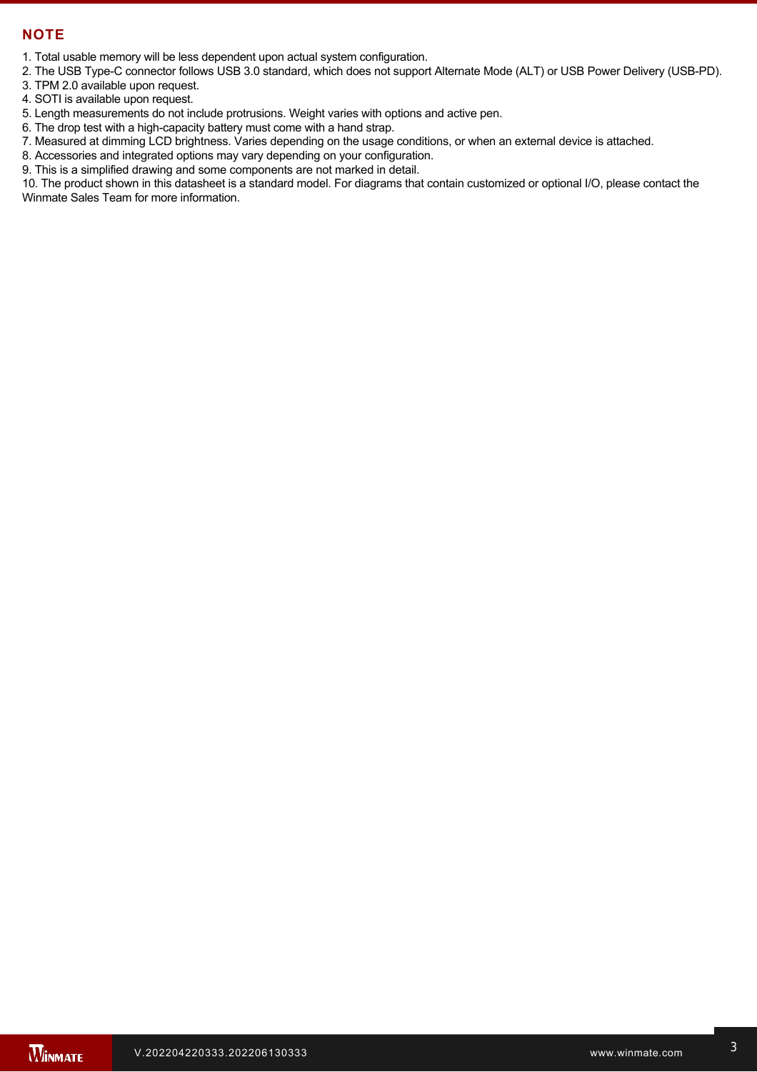## NOTE

1. Total usable memory will be less dependent upon actual system configuration.
2. The USB Type-C connector follows USB 3.0 standard, which does not support Alternate Mode (ALT) or USB Power Delivery (USB-PD).
3. TPM 2.0 available upon request.
4. SOTI is available upon request.
5. Length measurements do not include protrusions. Weight varies with options and active pen.
6. The drop test with a high-capacity battery must come with a hand strap.
7. Measured at dimming LCD brightness. Varies depending on the usage conditions, or when an external device is attached.
8. Accessories and integrated options may vary depending on your configuration.
9. This is a simplified drawing and some components are not marked in detail.
10. The product shown in this datasheet is a standard model. For diagrams that contain customized or optional I/O, please contact the Winmate Sales Team for more information.